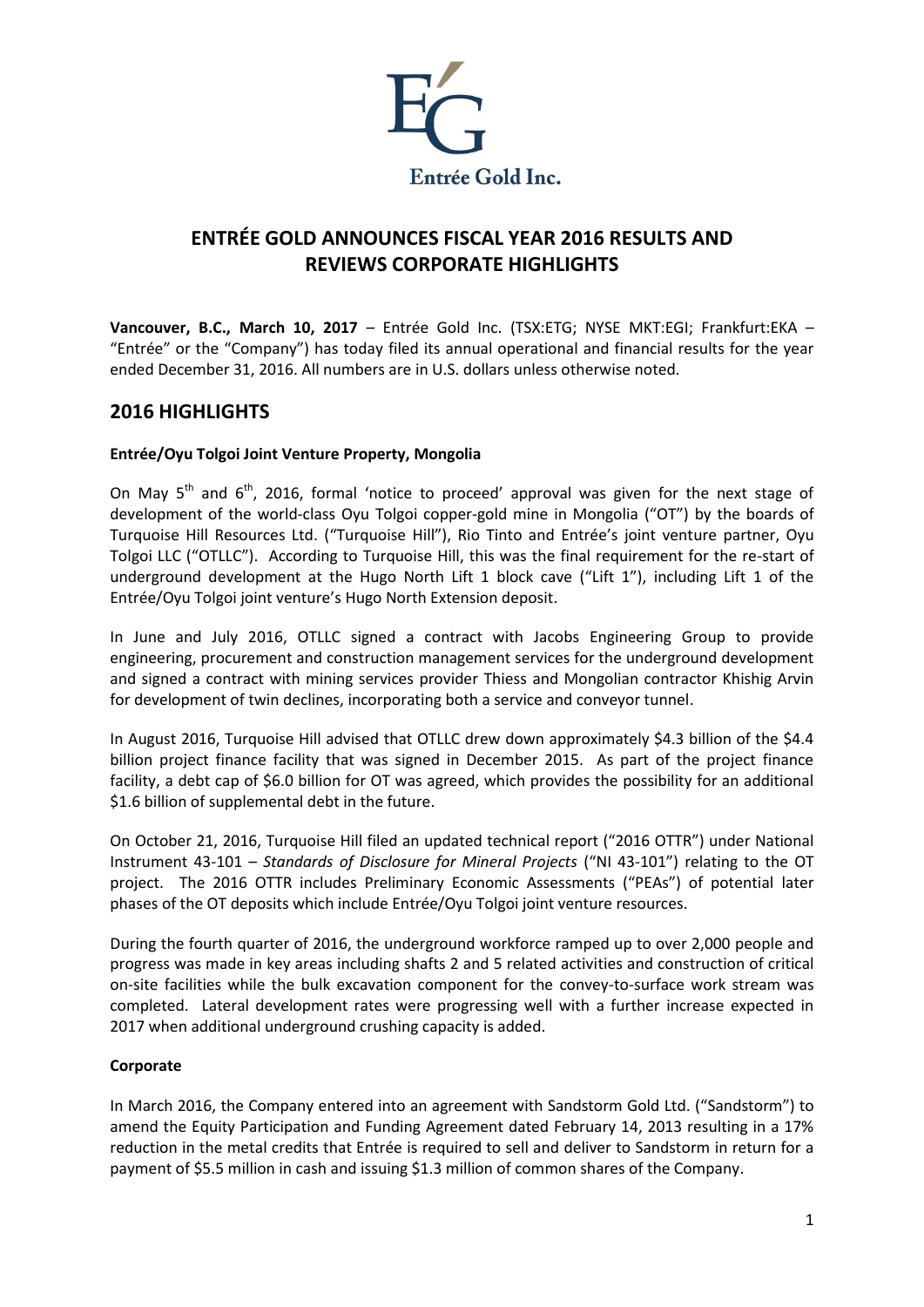# ENTRÉE GOLD ANNOUNCES FISCAL YEAR 2016 RESULTS AND REVIEWS CORPORATE HIGHLIGHTS

**Vancouver, B.C., March 10, 2017** – Entrée Gold Inc. (TSX:ETG; NYSE MKT:EGI; Frankfurt:EKA – "Entrée" or the "Company") has today filed its annual operational and financial results for the year ended December 31, 2016. All numbers are in U.S. dollars unless otherwise noted.

## 2016 HIGHLIGHTS

**Entrée/Oyu Tolgoi Joint Venture Property, Mongolia**

On May 5th and 6th, 2016, formal 'notice to proceed' approval was given for the next stage of development of the world-class Oyu Tolgoi copper-gold mine in Mongolia ("OT") by the boards of Turquoise Hill Resources Ltd. ("Turquoise Hill"), Rio Tinto and Entrée's joint venture partner, Oyu Tolgoi LLC ("OTLLC"). According to Turquoise Hill, this was the final requirement for the re-start of underground development at the Hugo North Lift 1 block cave ("Lift 1"), including Lift 1 of the Entrée/Oyu Tolgoi joint venture's Hugo North Extension deposit.

In June and July 2016, OTLLC signed a contract with Jacobs Engineering Group to provide engineering, procurement and construction management services for the underground development and signed a contract with mining services provider Thiess and Mongolian contractor Khishig Arvin for development of twin declines, incorporating both a service and conveyor tunnel.

In August 2016, Turquoise Hill advised that OTLLC drew down approximately $4.3 billion of the $4.4 billion project finance facility that was signed in December 2015. As part of the project finance facility, a debt cap of $6.0 billion for OT was agreed, which provides the possibility for an additional $1.6 billion of supplemental debt in the future.

On October 21, 2016, Turquoise Hill filed an updated technical report ("2016 OTTR") under National Instrument 43-101 – *Standards of Disclosure for Mineral Projects* ("NI 43-101") relating to the OT project. The 2016 OTTR includes Preliminary Economic Assessments ("PEAs") of potential later phases of the OT deposits which include Entrée/Oyu Tolgoi joint venture resources.

During the fourth quarter of 2016, the underground workforce ramped up to over 2,000 people and progress was made in key areas including shafts 2 and 5 related activities and construction of critical on-site facilities while the bulk excavation component for the convey-to-surface work stream was completed. Lateral development rates were progressing well with a further increase expected in 2017 when additional underground crushing capacity is added.

**Corporate**

In March 2016, the Company entered into an agreement with Sandstorm Gold Ltd. ("Sandstorm") to amend the Equity Participation and Funding Agreement dated February 14, 2013 resulting in a 17% reduction in the metal credits that Entrée is required to sell and deliver to Sandstorm in return for a payment of $5.5 million in cash and issuing $1.3 million of common shares of the Company.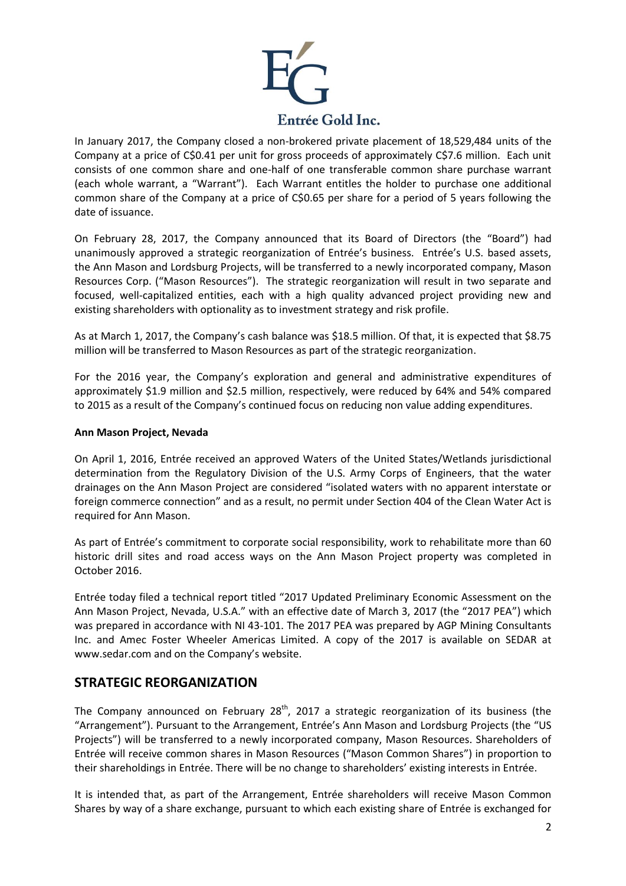In January 2017, the Company closed a non-brokered private placement of 18,529,484 units of the Company at a price of C$0.41 per unit for gross proceeds of approximately C$7.6 million. Each unit consists of one common share and one-half of one transferable common share purchase warrant (each whole warrant, a "Warrant"). Each Warrant entitles the holder to purchase one additional common share of the Company at a price of C$0.65 per share for a period of 5 years following the date of issuance.

On February 28, 2017, the Company announced that its Board of Directors (the "Board") had unanimously approved a strategic reorganization of Entrée's business. Entrée's U.S. based assets, the Ann Mason and Lordsburg Projects, will be transferred to a newly incorporated company, Mason Resources Corp. ("Mason Resources"). The strategic reorganization will result in two separate and focused, well-capitalized entities, each with a high quality advanced project providing new and existing shareholders with optionality as to investment strategy and risk profile.

As at March 1, 2017, the Company's cash balance was $18.5 million. Of that, it is expected that $8.75 million will be transferred to Mason Resources as part of the strategic reorganization.

For the 2016 year, the Company's exploration and general and administrative expenditures of approximately $1.9 million and $2.5 million, respectively, were reduced by 64% and 54% compared to 2015 as a result of the Company's continued focus on reducing non value adding expenditures.

**Ann Mason Project, Nevada**

On April 1, 2016, Entrée received an approved Waters of the United States/Wetlands jurisdictional determination from the Regulatory Division of the U.S. Army Corps of Engineers, that the water drainages on the Ann Mason Project are considered "isolated waters with no apparent interstate or foreign commerce connection" and as a result, no permit under Section 404 of the Clean Water Act is required for Ann Mason.

As part of Entrée's commitment to corporate social responsibility, work to rehabilitate more than 60 historic drill sites and road access ways on the Ann Mason Project property was completed in October 2016.

Entrée today filed a technical report titled "2017 Updated Preliminary Economic Assessment on the Ann Mason Project, Nevada, U.S.A." with an effective date of March 3, 2017 (the "2017 PEA") which was prepared in accordance with NI 43-101. The 2017 PEA was prepared by AGP Mining Consultants Inc. and Amec Foster Wheeler Americas Limited. A copy of the 2017 is available on SEDAR at www.sedar.com and on the Company's website.

## STRATEGIC REORGANIZATION

The Company announced on February 28th, 2017 a strategic reorganization of its business (the "Arrangement"). Pursuant to the Arrangement, Entrée's Ann Mason and Lordsburg Projects (the "US Projects") will be transferred to a newly incorporated company, Mason Resources. Shareholders of Entrée will receive common shares in Mason Resources ("Mason Common Shares") in proportion to their shareholdings in Entrée. There will be no change to shareholders' existing interests in Entrée.

It is intended that, as part of the Arrangement, Entrée shareholders will receive Mason Common Shares by way of a share exchange, pursuant to which each existing share of Entrée is exchanged for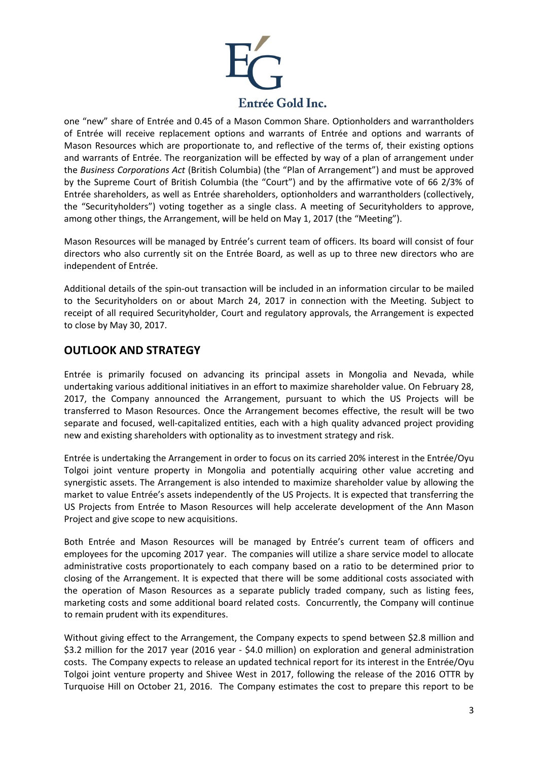one "new" share of Entrée and 0.45 of a Mason Common Share. Optionholders and warrantholders of Entrée will receive replacement options and warrants of Entrée and options and warrants of Mason Resources which are proportionate to, and reflective of the terms of, their existing options and warrants of Entrée. The reorganization will be effected by way of a plan of arrangement under the *Business Corporations Act* (British Columbia) (the "Plan of Arrangement") and must be approved by the Supreme Court of British Columbia (the "Court") and by the affirmative vote of 66 2/3% of Entrée shareholders, as well as Entrée shareholders, optionholders and warrantholders (collectively, the "Securityholders") voting together as a single class. A meeting of Securityholders to approve, among other things, the Arrangement, will be held on May 1, 2017 (the "Meeting").

Mason Resources will be managed by Entrée's current team of officers. Its board will consist of four directors who also currently sit on the Entrée Board, as well as up to three new directors who are independent of Entrée.

Additional details of the spin-out transaction will be included in an information circular to be mailed to the Securityholders on or about March 24, 2017 in connection with the Meeting. Subject to receipt of all required Securityholder, Court and regulatory approvals, the Arrangement is expected to close by May 30, 2017.

## OUTLOOK AND STRATEGY

Entrée is primarily focused on advancing its principal assets in Mongolia and Nevada, while undertaking various additional initiatives in an effort to maximize shareholder value. On February 28, 2017, the Company announced the Arrangement, pursuant to which the US Projects will be transferred to Mason Resources. Once the Arrangement becomes effective, the result will be two separate and focused, well-capitalized entities, each with a high quality advanced project providing new and existing shareholders with optionality as to investment strategy and risk.

Entrée is undertaking the Arrangement in order to focus on its carried 20% interest in the Entrée/Oyu Tolgoi joint venture property in Mongolia and potentially acquiring other value accreting and synergistic assets. The Arrangement is also intended to maximize shareholder value by allowing the market to value Entrée's assets independently of the US Projects. It is expected that transferring the US Projects from Entrée to Mason Resources will help accelerate development of the Ann Mason Project and give scope to new acquisitions.

Both Entrée and Mason Resources will be managed by Entrée's current team of officers and employees for the upcoming 2017 year. The companies will utilize a share service model to allocate administrative costs proportionately to each company based on a ratio to be determined prior to closing of the Arrangement. It is expected that there will be some additional costs associated with the operation of Mason Resources as a separate publicly traded company, such as listing fees, marketing costs and some additional board related costs. Concurrently, the Company will continue to remain prudent with its expenditures.

Without giving effect to the Arrangement, the Company expects to spend between $2.8 million and $3.2 million for the 2017 year (2016 year - $4.0 million) on exploration and general administration costs. The Company expects to release an updated technical report for its interest in the Entrée/Oyu Tolgoi joint venture property and Shivee West in 2017, following the release of the 2016 OTTR by Turquoise Hill on October 21, 2016. The Company estimates the cost to prepare this report to be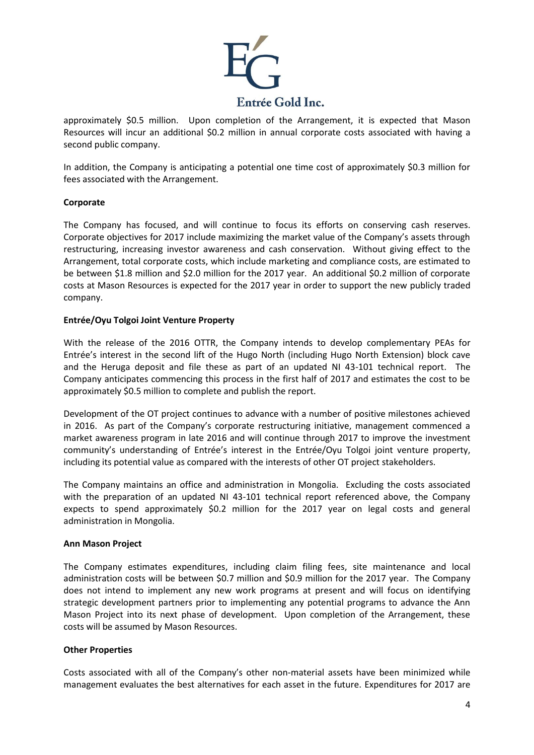approximately \$0.5 million. Upon completion of the Arrangement, it is expected that Mason Resources will incur an additional \$0.2 million in annual corporate costs associated with having a second public company.

In addition, the Company is anticipating a potential one time cost of approximately \$0.3 million for fees associated with the Arrangement.

**Corporate**

The Company has focused, and will continue to focus its efforts on conserving cash reserves. Corporate objectives for 2017 include maximizing the market value of the Company's assets through restructuring, increasing investor awareness and cash conservation. Without giving effect to the Arrangement, total corporate costs, which include marketing and compliance costs, are estimated to be between \$1.8 million and \$2.0 million for the 2017 year. An additional \$0.2 million of corporate costs at Mason Resources is expected for the 2017 year in order to support the new publicly traded company.

**Entrée/Oyu Tolgoi Joint Venture Property**

With the release of the 2016 OTTR, the Company intends to develop complementary PEAs for Entrée's interest in the second lift of the Hugo North (including Hugo North Extension) block cave and the Heruga deposit and file these as part of an updated NI 43-101 technical report. The Company anticipates commencing this process in the first half of 2017 and estimates the cost to be approximately \$0.5 million to complete and publish the report.

Development of the OT project continues to advance with a number of positive milestones achieved in 2016. As part of the Company's corporate restructuring initiative, management commenced a market awareness program in late 2016 and will continue through 2017 to improve the investment community's understanding of Entrée's interest in the Entrée/Oyu Tolgoi joint venture property, including its potential value as compared with the interests of other OT project stakeholders.

The Company maintains an office and administration in Mongolia. Excluding the costs associated with the preparation of an updated NI 43-101 technical report referenced above, the Company expects to spend approximately \$0.2 million for the 2017 year on legal costs and general administration in Mongolia.

**Ann Mason Project**

The Company estimates expenditures, including claim filing fees, site maintenance and local administration costs will be between \$0.7 million and \$0.9 million for the 2017 year. The Company does not intend to implement any new work programs at present and will focus on identifying strategic development partners prior to implementing any potential programs to advance the Ann Mason Project into its next phase of development. Upon completion of the Arrangement, these costs will be assumed by Mason Resources.

**Other Properties**

Costs associated with all of the Company's other non-material assets have been minimized while management evaluates the best alternatives for each asset in the future. Expenditures for 2017 are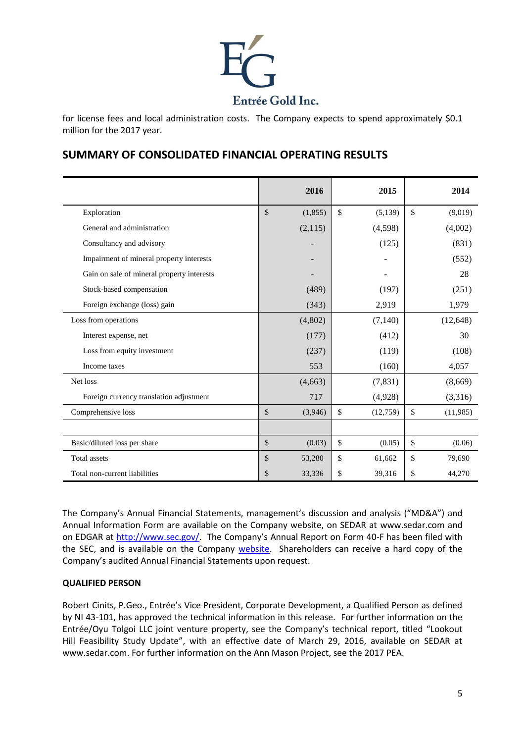for license fees and local administration costs. The Company expects to spend approximately $0.1 million for the 2017 year.

## SUMMARY OF CONSOLIDATED FINANCIAL OPERATING RESULTS

| | 2016 | 2015 | 2014 |
|---|---|---|---|
| Exploration | $ (1,855) | $ (5,139) | $ (9,019) |
| General and administration | (2,115) | (4,598) | (4,002) |
| Consultancy and advisory | - | (125) | (831) |
| Impairment of mineral property interests | - | - | (552) |
| Gain on sale of mineral property interests | - | - | 28 |
| Stock-based compensation | (489) | (197) | (251) |
| Foreign exchange (loss) gain | (343) | 2,919 | 1,979 |
| Loss from operations | (4,802) | (7,140) | (12,648) |
| Interest expense, net | (177) | (412) | 30 |
| Loss from equity investment | (237) | (119) | (108) |
| Income taxes | 553 | (160) | 4,057 |
| Net loss | (4,663) | (7,831) | (8,669) |
| Foreign currency translation adjustment | 717 | (4,928) | (3,316) |
| Comprehensive loss | $ (3,946) | $ (12,759) | $ (11,985) |
| | | | |
| Basic/diluted loss per share | $ (0.03) | $ (0.05) | $ (0.06) |
| Total assets | $ 53,280 | $ 61,662 | $ 79,690 |
| Total non-current liabilities | $ 33,336 | $ 39,316 | $ 44,270 |

The Company's Annual Financial Statements, management's discussion and analysis ("MD&A") and Annual Information Form are available on the Company website, on SEDAR at www.sedar.com and on EDGAR at http://www.sec.gov/. The Company's Annual Report on Form 40-F has been filed with the SEC, and is available on the Company website. Shareholders can receive a hard copy of the Company's audited Annual Financial Statements upon request.

**QUALIFIED PERSON**

Robert Cinits, P.Geo., Entrée's Vice President, Corporate Development, a Qualified Person as defined by NI 43-101, has approved the technical information in this release. For further information on the Entrée/Oyu Tolgoi LLC joint venture property, see the Company's technical report, titled "Lookout Hill Feasibility Study Update", with an effective date of March 29, 2016, available on SEDAR at www.sedar.com. For further information on the Ann Mason Project, see the 2017 PEA.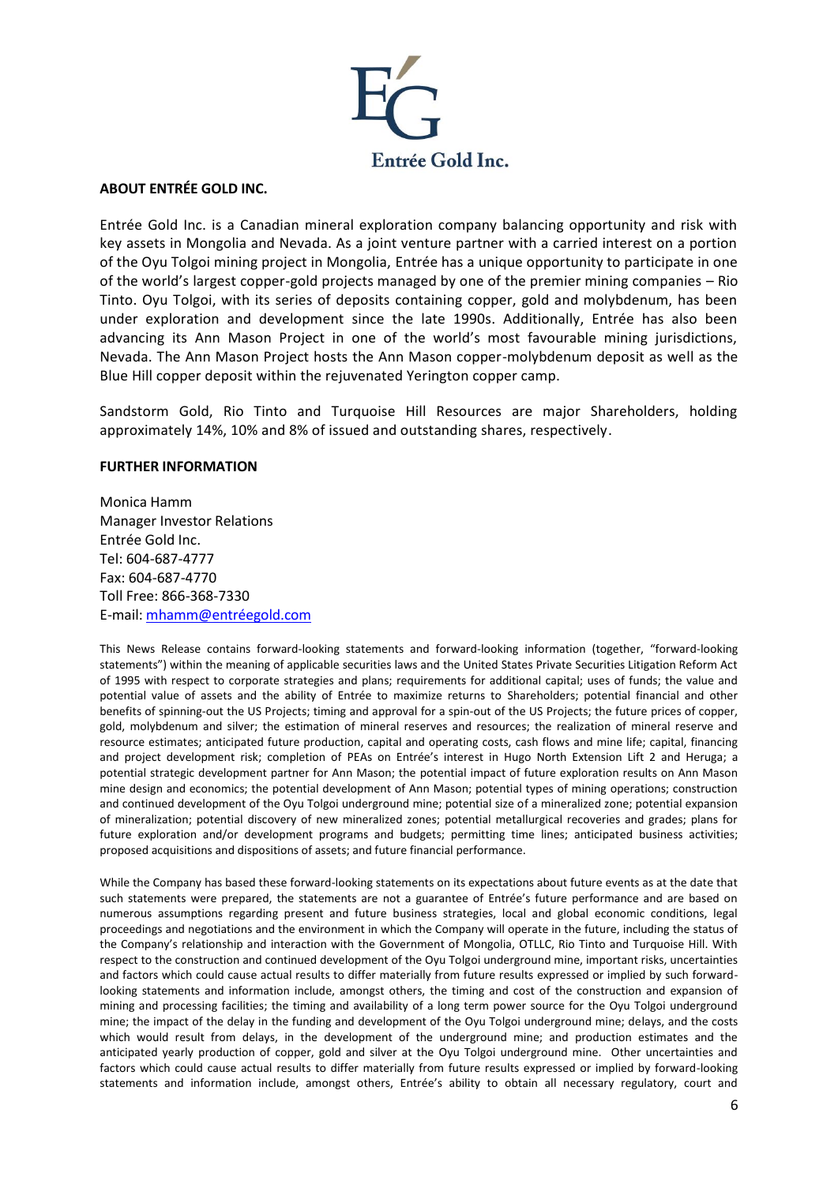Entrée Gold Inc.

**ABOUT ENTRÉE GOLD INC.**

Entrée Gold Inc. is a Canadian mineral exploration company balancing opportunity and risk with key assets in Mongolia and Nevada. As a joint venture partner with a carried interest on a portion of the Oyu Tolgoi mining project in Mongolia, Entrée has a unique opportunity to participate in one of the world's largest copper-gold projects managed by one of the premier mining companies – Rio Tinto. Oyu Tolgoi, with its series of deposits containing copper, gold and molybdenum, has been under exploration and development since the late 1990s. Additionally, Entrée has also been advancing its Ann Mason Project in one of the world's most favourable mining jurisdictions, Nevada. The Ann Mason Project hosts the Ann Mason copper-molybdenum deposit as well as the Blue Hill copper deposit within the rejuvenated Yerington copper camp.

Sandstorm Gold, Rio Tinto and Turquoise Hill Resources are major Shareholders, holding approximately 14%, 10% and 8% of issued and outstanding shares, respectively.

**FURTHER INFORMATION**

Monica Hamm
Manager Investor Relations
Entrée Gold Inc.
Tel: 604-687-4777
Fax: 604-687-4770
Toll Free: 866-368-7330
E-mail: mhamm@entréegold.com

This News Release contains forward-looking statements and forward-looking information (together, "forward-looking statements") within the meaning of applicable securities laws and the United States Private Securities Litigation Reform Act of 1995 with respect to corporate strategies and plans; requirements for additional capital; uses of funds; the value and potential value of assets and the ability of Entrée to maximize returns to Shareholders; potential financial and other benefits of spinning-out the US Projects; timing and approval for a spin-out of the US Projects; the future prices of copper, gold, molybdenum and silver; the estimation of mineral reserves and resources; the realization of mineral reserve and resource estimates; anticipated future production, capital and operating costs, cash flows and mine life; capital, financing and project development risk; completion of PEAs on Entrée's interest in Hugo North Extension Lift 2 and Heruga; a potential strategic development partner for Ann Mason; the potential impact of future exploration results on Ann Mason mine design and economics; the potential development of Ann Mason; potential types of mining operations; construction and continued development of the Oyu Tolgoi underground mine; potential size of a mineralized zone; potential expansion of mineralization; potential discovery of new mineralized zones; potential metallurgical recoveries and grades; plans for future exploration and/or development programs and budgets; permitting time lines; anticipated business activities; proposed acquisitions and dispositions of assets; and future financial performance.

While the Company has based these forward-looking statements on its expectations about future events as at the date that such statements were prepared, the statements are not a guarantee of Entrée's future performance and are based on numerous assumptions regarding present and future business strategies, local and global economic conditions, legal proceedings and negotiations and the environment in which the Company will operate in the future, including the status of the Company's relationship and interaction with the Government of Mongolia, OTLLC, Rio Tinto and Turquoise Hill. With respect to the construction and continued development of the Oyu Tolgoi underground mine, important risks, uncertainties and factors which could cause actual results to differ materially from future results expressed or implied by such forward-looking statements and information include, amongst others, the timing and cost of the construction and expansion of mining and processing facilities; the timing and availability of a long term power source for the Oyu Tolgoi underground mine; the impact of the delay in the funding and development of the Oyu Tolgoi underground mine; delays, and the costs which would result from delays, in the development of the underground mine; and production estimates and the anticipated yearly production of copper, gold and silver at the Oyu Tolgoi underground mine. Other uncertainties and factors which could cause actual results to differ materially from future results expressed or implied by forward-looking statements and information include, amongst others, Entrée's ability to obtain all necessary regulatory, court and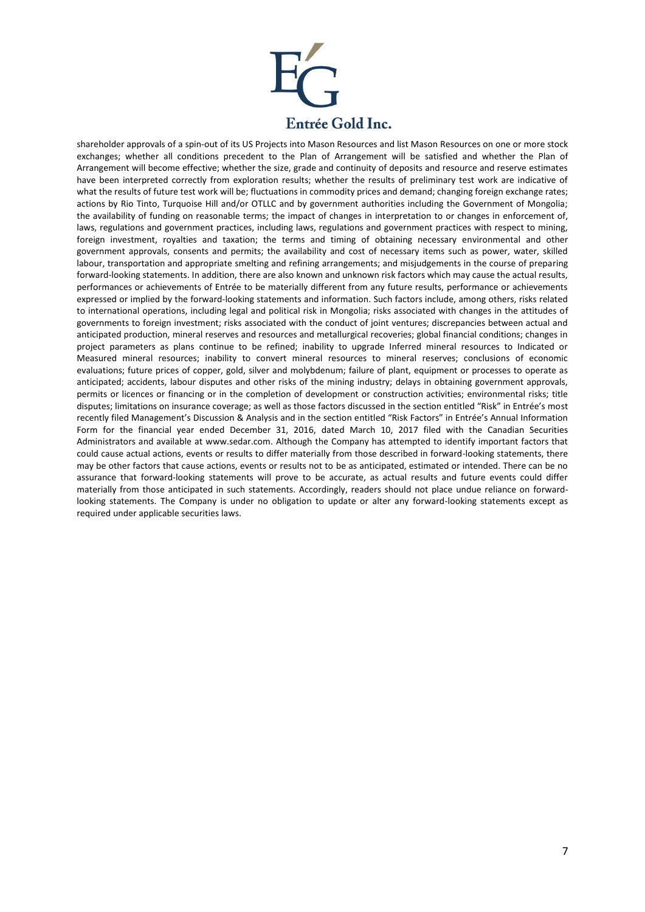shareholder approvals of a spin-out of its US Projects into Mason Resources and list Mason Resources on one or more stock exchanges; whether all conditions precedent to the Plan of Arrangement will be satisfied and whether the Plan of Arrangement will become effective; whether the size, grade and continuity of deposits and resource and reserve estimates have been interpreted correctly from exploration results; whether the results of preliminary test work are indicative of what the results of future test work will be; fluctuations in commodity prices and demand; changing foreign exchange rates; actions by Rio Tinto, Turquoise Hill and/or OTLLC and by government authorities including the Government of Mongolia; the availability of funding on reasonable terms; the impact of changes in interpretation to or changes in enforcement of, laws, regulations and government practices, including laws, regulations and government practices with respect to mining, foreign investment, royalties and taxation; the terms and timing of obtaining necessary environmental and other government approvals, consents and permits; the availability and cost of necessary items such as power, water, skilled labour, transportation and appropriate smelting and refining arrangements; and misjudgements in the course of preparing forward-looking statements. In addition, there are also known and unknown risk factors which may cause the actual results, performances or achievements of Entrée to be materially different from any future results, performance or achievements expressed or implied by the forward-looking statements and information. Such factors include, among others, risks related to international operations, including legal and political risk in Mongolia; risks associated with changes in the attitudes of governments to foreign investment; risks associated with the conduct of joint ventures; discrepancies between actual and anticipated production, mineral reserves and resources and metallurgical recoveries; global financial conditions; changes in project parameters as plans continue to be refined; inability to upgrade Inferred mineral resources to Indicated or Measured mineral resources; inability to convert mineral resources to mineral reserves; conclusions of economic evaluations; future prices of copper, gold, silver and molybdenum; failure of plant, equipment or processes to operate as anticipated; accidents, labour disputes and other risks of the mining industry; delays in obtaining government approvals, permits or licences or financing or in the completion of development or construction activities; environmental risks; title disputes; limitations on insurance coverage; as well as those factors discussed in the section entitled "Risk" in Entrée's most recently filed Management's Discussion & Analysis and in the section entitled "Risk Factors" in Entrée's Annual Information Form for the financial year ended December 31, 2016, dated March 10, 2017 filed with the Canadian Securities Administrators and available at www.sedar.com. Although the Company has attempted to identify important factors that could cause actual actions, events or results to differ materially from those described in forward-looking statements, there may be other factors that cause actions, events or results not to be as anticipated, estimated or intended. There can be no assurance that forward-looking statements will prove to be accurate, as actual results and future events could differ materially from those anticipated in such statements. Accordingly, readers should not place undue reliance on forward-looking statements. The Company is under no obligation to update or alter any forward-looking statements except as required under applicable securities laws.